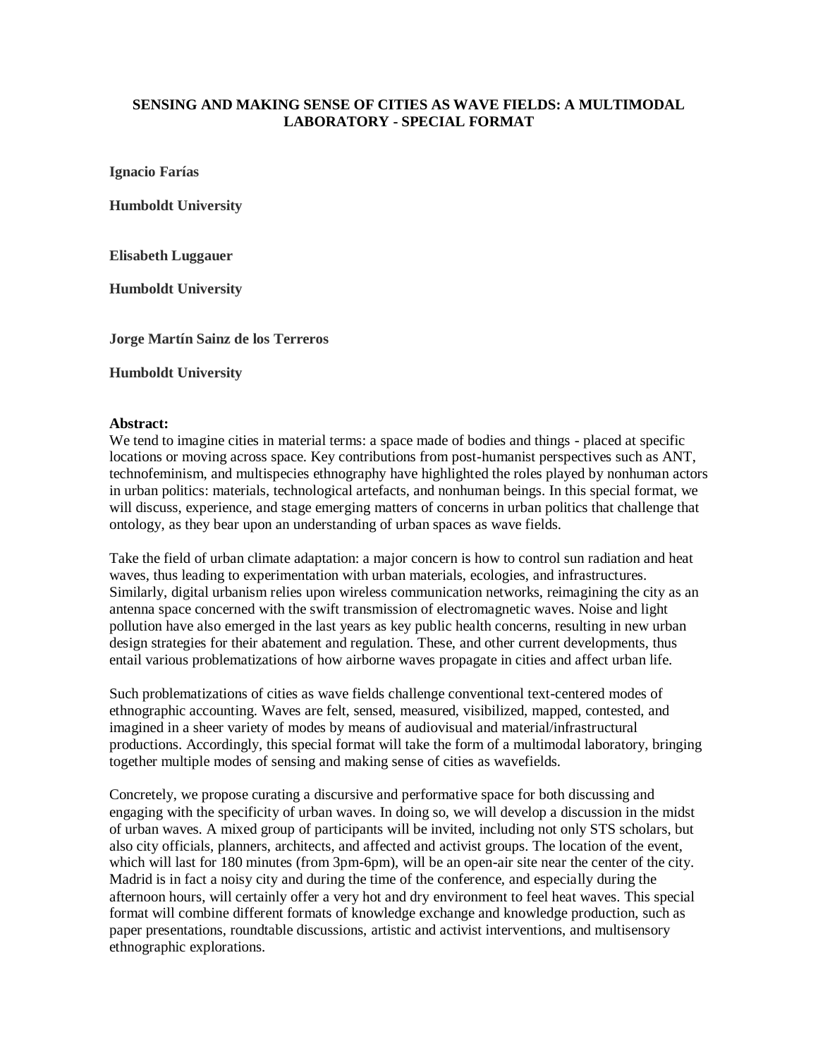# SENSING AND MAKING SENSE OF CITIES AS WAVE FIELDS: A MULTIMODAL LABORATORY - SPECIAL FORMAT

**Ignacio Farías**

**Humboldt University**

**Elisabeth Luggauer**

**Humboldt University**

**Jorge Martín Sainz de los Terreros**

**Humboldt University**

**Abstract:**

We tend to imagine cities in material terms: a space made of bodies and things - placed at specific locations or moving across space. Key contributions from post-humanist perspectives such as ANT, technofeminism, and multispecies ethnography have highlighted the roles played by nonhuman actors in urban politics: materials, technological artefacts, and nonhuman beings. In this special format, we will discuss, experience, and stage emerging matters of concerns in urban politics that challenge that ontology, as they bear upon an understanding of urban spaces as wave fields.

Take the field of urban climate adaptation: a major concern is how to control sun radiation and heat waves, thus leading to experimentation with urban materials, ecologies, and infrastructures. Similarly, digital urbanism relies upon wireless communication networks, reimagining the city as an antenna space concerned with the swift transmission of electromagnetic waves. Noise and light pollution have also emerged in the last years as key public health concerns, resulting in new urban design strategies for their abatement and regulation. These, and other current developments, thus entail various problematizations of how airborne waves propagate in cities and affect urban life.

Such problematizations of cities as wave fields challenge conventional text-centered modes of ethnographic accounting. Waves are felt, sensed, measured, visibilized, mapped, contested, and imagined in a sheer variety of modes by means of audiovisual and material/infrastructural productions. Accordingly, this special format will take the form of a multimodal laboratory, bringing together multiple modes of sensing and making sense of cities as wavefields.

Concretely, we propose curating a discursive and performative space for both discussing and engaging with the specificity of urban waves. In doing so, we will develop a discussion in the midst of urban waves. A mixed group of participants will be invited, including not only STS scholars, but also city officials, planners, architects, and affected and activist groups. The location of the event, which will last for 180 minutes (from 3pm-6pm), will be an open-air site near the center of the city. Madrid is in fact a noisy city and during the time of the conference, and especially during the afternoon hours, will certainly offer a very hot and dry environment to feel heat waves. This special format will combine different formats of knowledge exchange and knowledge production, such as paper presentations, roundtable discussions, artistic and activist interventions, and multisensory ethnographic explorations.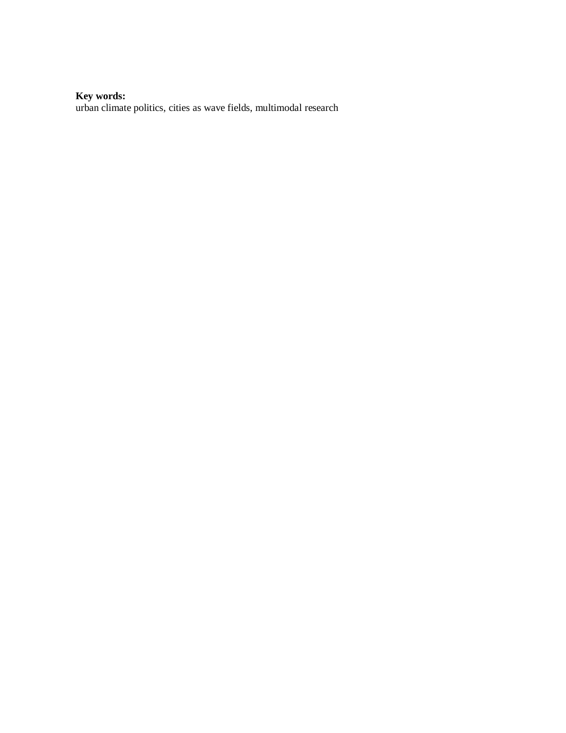**Key words:**
urban climate politics, cities as wave fields, multimodal research